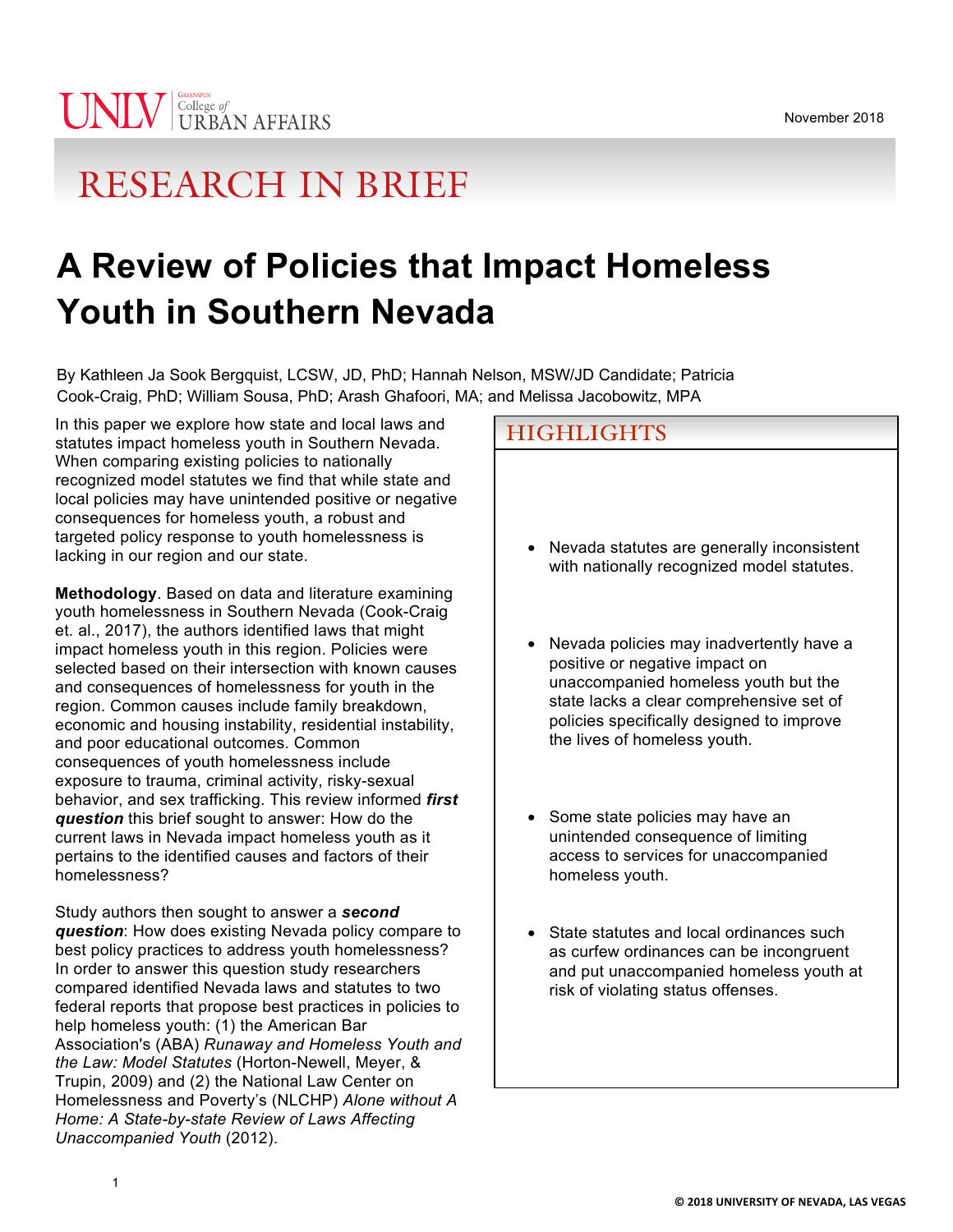UNLV College of URBAN AFFAIRS

November 2018

# RESEARCH IN BRIEF

# A Review of Policies that Impact Homeless Youth in Southern Nevada

By Kathleen Ja Sook Bergquist, LCSW, JD, PhD; Hannah Nelson, MSW/JD Candidate; Patricia Cook-Craig, PhD; William Sousa, PhD; Arash Ghafoori, MA; and Melissa Jacobowitz, MPA

In this paper we explore how state and local laws and statutes impact homeless youth in Southern Nevada. When comparing existing policies to nationally recognized model statutes we find that while state and local policies may have unintended positive or negative consequences for homeless youth, a robust and targeted policy response to youth homelessness is lacking in our region and our state.

**Methodology**. Based on data and literature examining youth homelessness in Southern Nevada (Cook-Craig et. al., 2017), the authors identified laws that might impact homeless youth in this region. Policies were selected based on their intersection with known causes and consequences of homelessness for youth in the region. Common causes include family breakdown, economic and housing instability, residential instability, and poor educational outcomes. Common consequences of youth homelessness include exposure to trauma, criminal activity, risky-sexual behavior, and sex trafficking. This review informed ***first question*** this brief sought to answer: How do the current laws in Nevada impact homeless youth as it pertains to the identified causes and factors of their homelessness?

Study authors then sought to answer a ***second question***: How does existing Nevada policy compare to best policy practices to address youth homelessness? In order to answer this question study researchers compared identified Nevada laws and statutes to two federal reports that propose best practices in policies to help homeless youth: (1) the American Bar Association's (ABA) *Runaway and Homeless Youth and the Law: Model Statutes* (Horton-Newell, Meyer, & Trupin, 2009) and (2) the National Law Center on Homelessness and Poverty's (NLCHP) *Alone without A Home: A State-by-state Review of Laws Affecting Unaccompanied Youth* (2012).

## HIGHLIGHTS

- Nevada statutes are generally inconsistent with nationally recognized model statutes.
- Nevada policies may inadvertently have a positive or negative impact on unaccompanied homeless youth but the state lacks a clear comprehensive set of policies specifically designed to improve the lives of homeless youth.
- Some state policies may have an unintended consequence of limiting access to services for unaccompanied homeless youth.
- State statutes and local ordinances such as curfew ordinances can be incongruent and put unaccompanied homeless youth at risk of violating status offenses.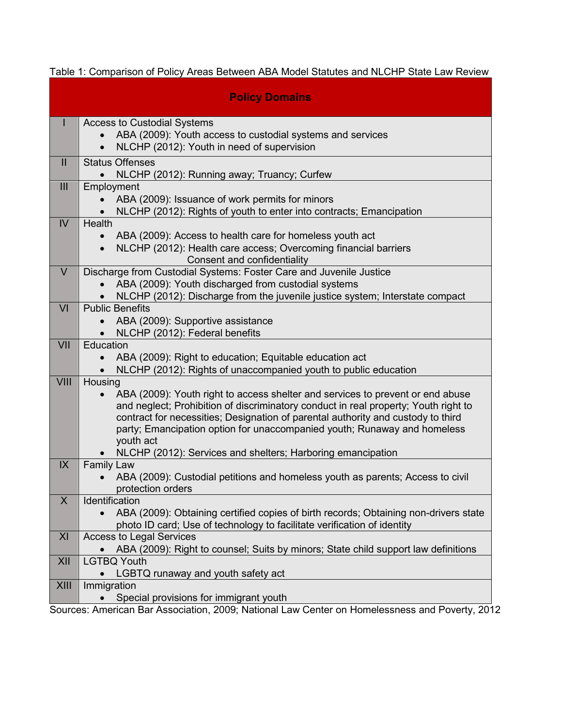Table 1: Comparison of Policy Areas Between ABA Model Statutes and NLCHP State Law Review

| | Policy Domains |
|---|---|
| I | Access to Custodial Systems<br>• ABA (2009): Youth access to custodial systems and services<br>• NLCHP (2012): Youth in need of supervision |
| II | Status Offenses<br>• NLCHP (2012): Running away; Truancy; Curfew |
| III | Employment<br>• ABA (2009): Issuance of work permits for minors<br>• NLCHP (2012): Rights of youth to enter into contracts; Emancipation |
| IV | Health<br>• ABA (2009): Access to health care for homeless youth act<br>• NLCHP (2012): Health care access; Overcoming financial barriers Consent and confidentiality |
| V | Discharge from Custodial Systems: Foster Care and Juvenile Justice<br>• ABA (2009): Youth discharged from custodial systems<br>• NLCHP (2012): Discharge from the juvenile justice system; Interstate compact |
| VI | Public Benefits<br>• ABA (2009): Supportive assistance<br>• NLCHP (2012): Federal benefits |
| VII | Education<br>• ABA (2009): Right to education; Equitable education act<br>• NLCHP (2012): Rights of unaccompanied youth to public education |
| VIII | Housing<br>• ABA (2009): Youth right to access shelter and services to prevent or end abuse and neglect; Prohibition of discriminatory conduct in real property; Youth right to contract for necessities; Designation of parental authority and custody to third party; Emancipation option for unaccompanied youth; Runaway and homeless youth act<br>• NLCHP (2012): Services and shelters; Harboring emancipation |
| IX | Family Law<br>• ABA (2009): Custodial petitions and homeless youth as parents; Access to civil protection orders |
| X | Identification<br>• ABA (2009): Obtaining certified copies of birth records; Obtaining non-drivers state photo ID card; Use of technology to facilitate verification of identity |
| XI | Access to Legal Services<br>• ABA (2009): Right to counsel; Suits by minors; State child support law definitions |
| XII | LGTBQ Youth<br>• LGBTQ runaway and youth safety act |
| XIII | Immigration<br>• Special provisions for immigrant youth |

Sources: American Bar Association, 2009; National Law Center on Homelessness and Poverty, 2012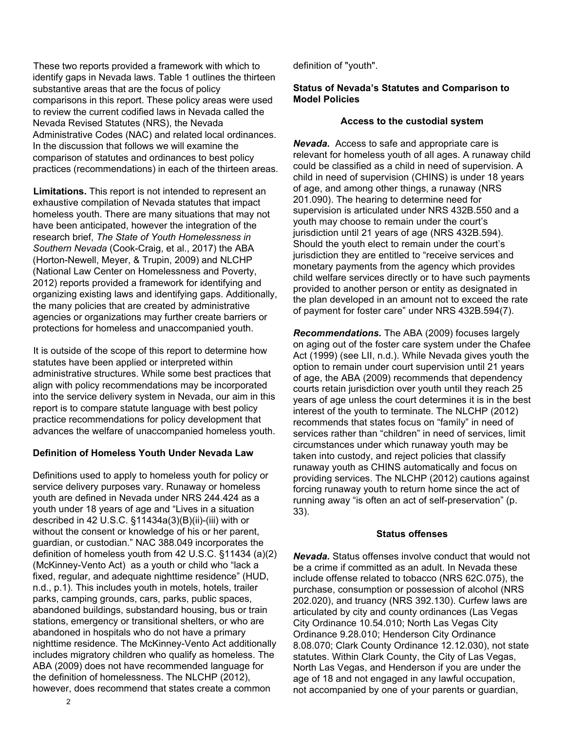These two reports provided a framework with which to identify gaps in Nevada laws. Table 1 outlines the thirteen substantive areas that are the focus of policy comparisons in this report. These policy areas were used to review the current codified laws in Nevada called the Nevada Revised Statutes (NRS), the Nevada Administrative Codes (NAC) and related local ordinances. In the discussion that follows we will examine the comparison of statutes and ordinances to best policy practices (recommendations) in each of the thirteen areas.

**Limitations.** This report is not intended to represent an exhaustive compilation of Nevada statutes that impact homeless youth. There are many situations that may not have been anticipated, however the integration of the research brief, *The State of Youth Homelessness in Southern Nevada* (Cook-Craig, et al., 2017) the ABA (Horton-Newell, Meyer, & Trupin, 2009) and NLCHP (National Law Center on Homelessness and Poverty, 2012) reports provided a framework for identifying and organizing existing laws and identifying gaps. Additionally, the many policies that are created by administrative agencies or organizations may further create barriers or protections for homeless and unaccompanied youth.

It is outside of the scope of this report to determine how statutes have been applied or interpreted within administrative structures. While some best practices that align with policy recommendations may be incorporated into the service delivery system in Nevada, our aim in this report is to compare statute language with best policy practice recommendations for policy development that advances the welfare of unaccompanied homeless youth.

### Definition of Homeless Youth Under Nevada Law

Definitions used to apply to homeless youth for policy or service delivery purposes vary. Runaway or homeless youth are defined in Nevada under NRS 244.424 as a youth under 18 years of age and "Lives in a situation described in 42 U.S.C. §11434a(3)(B)(ii)-(iii) with or without the consent or knowledge of his or her parent, guardian, or custodian." NAC 388.049 incorporates the definition of homeless youth from 42 U.S.C. §11434 (a)(2) (McKinney-Vento Act) as a youth or child who "lack a fixed, regular, and adequate nighttime residence" (HUD, n.d., p.1). This includes youth in motels, hotels, trailer parks, camping grounds, cars, parks, public spaces, abandoned buildings, substandard housing, bus or train stations, emergency or transitional shelters, or who are abandoned in hospitals who do not have a primary nighttime residence. The McKinney-Vento Act additionally includes migratory children who qualify as homeless. The ABA (2009) does not have recommended language for the definition of homelessness. The NLCHP (2012), however, does recommend that states create a common definition of "youth".

### Status of Nevada's Statutes and Comparison to Model Policies

#### Access to the custodial system

***Nevada.*** Access to safe and appropriate care is relevant for homeless youth of all ages. A runaway child could be classified as a child in need of supervision. A child in need of supervision (CHINS) is under 18 years of age, and among other things, a runaway (NRS 201.090). The hearing to determine need for supervision is articulated under NRS 432B.550 and a youth may choose to remain under the court's jurisdiction until 21 years of age (NRS 432B.594). Should the youth elect to remain under the court's jurisdiction they are entitled to "receive services and monetary payments from the agency which provides child welfare services directly or to have such payments provided to another person or entity as designated in the plan developed in an amount not to exceed the rate of payment for foster care" under NRS 432B.594(7).

***Recommendations.*** The ABA (2009) focuses largely on aging out of the foster care system under the Chafee Act (1999) (see LII, n.d.). While Nevada gives youth the option to remain under court supervision until 21 years of age, the ABA (2009) recommends that dependency courts retain jurisdiction over youth until they reach 25 years of age unless the court determines it is in the best interest of the youth to terminate. The NLCHP (2012) recommends that states focus on "family" in need of services rather than "children" in need of services, limit circumstances under which runaway youth may be taken into custody, and reject policies that classify runaway youth as CHINS automatically and focus on providing services. The NLCHP (2012) cautions against forcing runaway youth to return home since the act of running away "is often an act of self-preservation" (p. 33).

#### Status offenses

***Nevada.*** Status offenses involve conduct that would not be a crime if committed as an adult. In Nevada these include offense related to tobacco (NRS 62C.075), the purchase, consumption or possession of alcohol (NRS 202.020), and truancy (NRS 392.130). Curfew laws are articulated by city and county ordinances (Las Vegas City Ordinance 10.54.010; North Las Vegas City Ordinance 9.28.010; Henderson City Ordinance 8.08.070; Clark County Ordinance 12.12.030), not state statutes. Within Clark County, the City of Las Vegas, North Las Vegas, and Henderson if you are under the age of 18 and not engaged in any lawful occupation, not accompanied by one of your parents or guardian,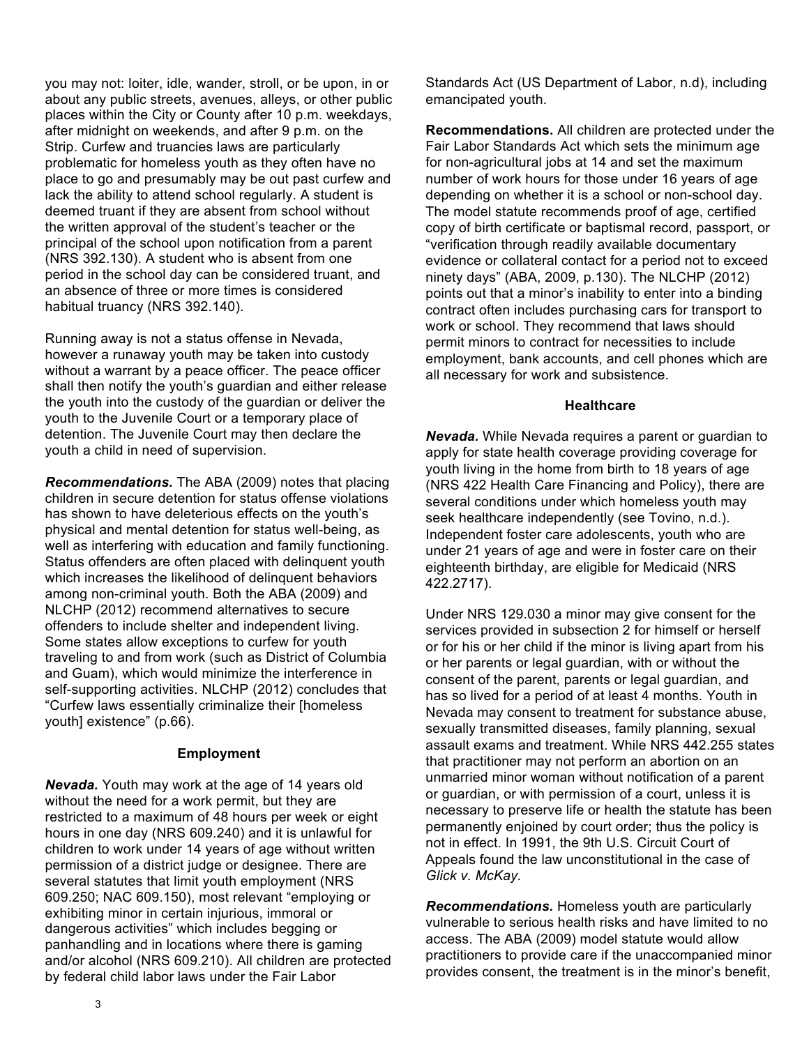you may not: loiter, idle, wander, stroll, or be upon, in or about any public streets, avenues, alleys, or other public places within the City or County after 10 p.m. weekdays, after midnight on weekends, and after 9 p.m. on the Strip. Curfew and truancies laws are particularly problematic for homeless youth as they often have no place to go and presumably may be out past curfew and lack the ability to attend school regularly. A student is deemed truant if they are absent from school without the written approval of the student's teacher or the principal of the school upon notification from a parent (NRS 392.130). A student who is absent from one period in the school day can be considered truant, and an absence of three or more times is considered habitual truancy (NRS 392.140).

Running away is not a status offense in Nevada, however a runaway youth may be taken into custody without a warrant by a peace officer. The peace officer shall then notify the youth's guardian and either release the youth into the custody of the guardian or deliver the youth to the Juvenile Court or a temporary place of detention. The Juvenile Court may then declare the youth a child in need of supervision.

***Recommendations.*** The ABA (2009) notes that placing children in secure detention for status offense violations has shown to have deleterious effects on the youth's physical and mental detention for status well-being, as well as interfering with education and family functioning. Status offenders are often placed with delinquent youth which increases the likelihood of delinquent behaviors among non-criminal youth. Both the ABA (2009) and NLCHP (2012) recommend alternatives to secure offenders to include shelter and independent living. Some states allow exceptions to curfew for youth traveling to and from work (such as District of Columbia and Guam), which would minimize the interference in self-supporting activities. NLCHP (2012) concludes that "Curfew laws essentially criminalize their [homeless youth] existence" (p.66).

### Employment

***Nevada.*** Youth may work at the age of 14 years old without the need for a work permit, but they are restricted to a maximum of 48 hours per week or eight hours in one day (NRS 609.240) and it is unlawful for children to work under 14 years of age without written permission of a district judge or designee. There are several statutes that limit youth employment (NRS 609.250; NAC 609.150), most relevant "employing or exhibiting minor in certain injurious, immoral or dangerous activities" which includes begging or panhandling and in locations where there is gaming and/or alcohol (NRS 609.210). All children are protected by federal child labor laws under the Fair Labor Standards Act (US Department of Labor, n.d), including emancipated youth.

**Recommendations.** All children are protected under the Fair Labor Standards Act which sets the minimum age for non-agricultural jobs at 14 and set the maximum number of work hours for those under 16 years of age depending on whether it is a school or non-school day. The model statute recommends proof of age, certified copy of birth certificate or baptismal record, passport, or "verification through readily available documentary evidence or collateral contact for a period not to exceed ninety days" (ABA, 2009, p.130). The NLCHP (2012) points out that a minor's inability to enter into a binding contract often includes purchasing cars for transport to work or school. They recommend that laws should permit minors to contract for necessities to include employment, bank accounts, and cell phones which are all necessary for work and subsistence.

### Healthcare

***Nevada.*** While Nevada requires a parent or guardian to apply for state health coverage providing coverage for youth living in the home from birth to 18 years of age (NRS 422 Health Care Financing and Policy), there are several conditions under which homeless youth may seek healthcare independently (see Tovino, n.d.). Independent foster care adolescents, youth who are under 21 years of age and were in foster care on their eighteenth birthday, are eligible for Medicaid (NRS 422.2717).

Under NRS 129.030 a minor may give consent for the services provided in subsection 2 for himself or herself or for his or her child if the minor is living apart from his or her parents or legal guardian, with or without the consent of the parent, parents or legal guardian, and has so lived for a period of at least 4 months. Youth in Nevada may consent to treatment for substance abuse, sexually transmitted diseases, family planning, sexual assault exams and treatment. While NRS 442.255 states that practitioner may not perform an abortion on an unmarried minor woman without notification of a parent or guardian, or with permission of a court, unless it is necessary to preserve life or health the statute has been permanently enjoined by court order; thus the policy is not in effect. In 1991, the 9th U.S. Circuit Court of Appeals found the law unconstitutional in the case of *Glick v. McKay.*

***Recommendations.*** Homeless youth are particularly vulnerable to serious health risks and have limited to no access. The ABA (2009) model statute would allow practitioners to provide care if the unaccompanied minor provides consent, the treatment is in the minor's benefit,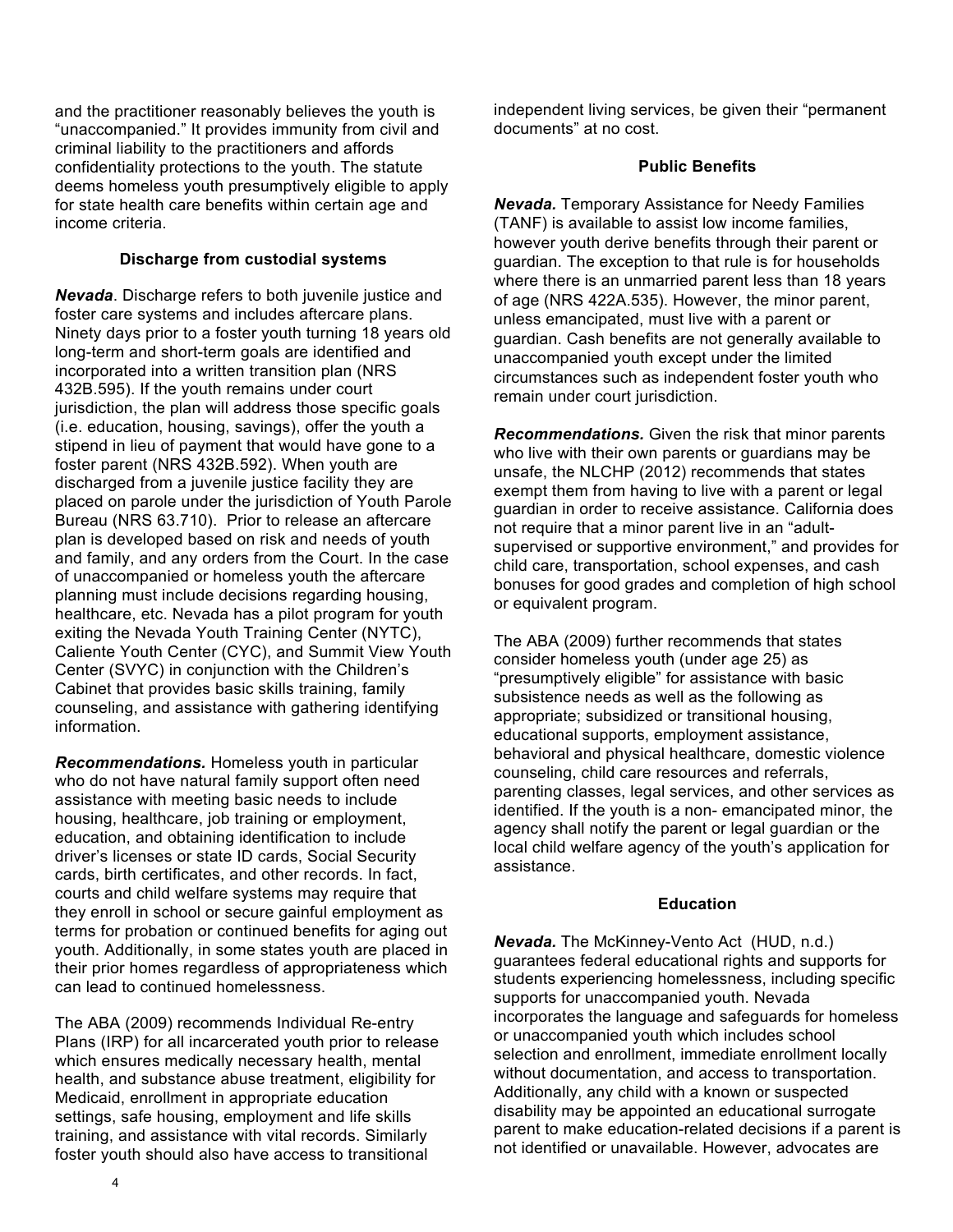and the practitioner reasonably believes the youth is "unaccompanied." It provides immunity from civil and criminal liability to the practitioners and affords confidentiality protections to the youth. The statute deems homeless youth presumptively eligible to apply for state health care benefits within certain age and income criteria.

### Discharge from custodial systems

***Nevada***. Discharge refers to both juvenile justice and foster care systems and includes aftercare plans. Ninety days prior to a foster youth turning 18 years old long-term and short-term goals are identified and incorporated into a written transition plan (NRS 432B.595). If the youth remains under court jurisdiction, the plan will address those specific goals (i.e. education, housing, savings), offer the youth a stipend in lieu of payment that would have gone to a foster parent (NRS 432B.592). When youth are discharged from a juvenile justice facility they are placed on parole under the jurisdiction of Youth Parole Bureau (NRS 63.710). Prior to release an aftercare plan is developed based on risk and needs of youth and family, and any orders from the Court. In the case of unaccompanied or homeless youth the aftercare planning must include decisions regarding housing, healthcare, etc. Nevada has a pilot program for youth exiting the Nevada Youth Training Center (NYTC), Caliente Youth Center (CYC), and Summit View Youth Center (SVYC) in conjunction with the Children's Cabinet that provides basic skills training, family counseling, and assistance with gathering identifying information.

***Recommendations.*** Homeless youth in particular who do not have natural family support often need assistance with meeting basic needs to include housing, healthcare, job training or employment, education, and obtaining identification to include driver's licenses or state ID cards, Social Security cards, birth certificates, and other records. In fact, courts and child welfare systems may require that they enroll in school or secure gainful employment as terms for probation or continued benefits for aging out youth. Additionally, in some states youth are placed in their prior homes regardless of appropriateness which can lead to continued homelessness.

The ABA (2009) recommends Individual Re-entry Plans (IRP) for all incarcerated youth prior to release which ensures medically necessary health, mental health, and substance abuse treatment, eligibility for Medicaid, enrollment in appropriate education settings, safe housing, employment and life skills training, and assistance with vital records. Similarly foster youth should also have access to transitional independent living services, be given their "permanent documents" at no cost.

### Public Benefits

***Nevada.*** Temporary Assistance for Needy Families (TANF) is available to assist low income families, however youth derive benefits through their parent or guardian. The exception to that rule is for households where there is an unmarried parent less than 18 years of age (NRS 422A.535). However, the minor parent, unless emancipated, must live with a parent or guardian. Cash benefits are not generally available to unaccompanied youth except under the limited circumstances such as independent foster youth who remain under court jurisdiction.

***Recommendations.*** Given the risk that minor parents who live with their own parents or guardians may be unsafe, the NLCHP (2012) recommends that states exempt them from having to live with a parent or legal guardian in order to receive assistance. California does not require that a minor parent live in an "adult-supervised or supportive environment," and provides for child care, transportation, school expenses, and cash bonuses for good grades and completion of high school or equivalent program.

The ABA (2009) further recommends that states consider homeless youth (under age 25) as "presumptively eligible" for assistance with basic subsistence needs as well as the following as appropriate; subsidized or transitional housing, educational supports, employment assistance, behavioral and physical healthcare, domestic violence counseling, child care resources and referrals, parenting classes, legal services, and other services as identified. If the youth is a non- emancipated minor, the agency shall notify the parent or legal guardian or the local child welfare agency of the youth's application for assistance.

### Education

***Nevada.*** The McKinney-Vento Act (HUD, n.d.) guarantees federal educational rights and supports for students experiencing homelessness, including specific supports for unaccompanied youth. Nevada incorporates the language and safeguards for homeless or unaccompanied youth which includes school selection and enrollment, immediate enrollment locally without documentation, and access to transportation. Additionally, any child with a known or suspected disability may be appointed an educational surrogate parent to make education-related decisions if a parent is not identified or unavailable. However, advocates are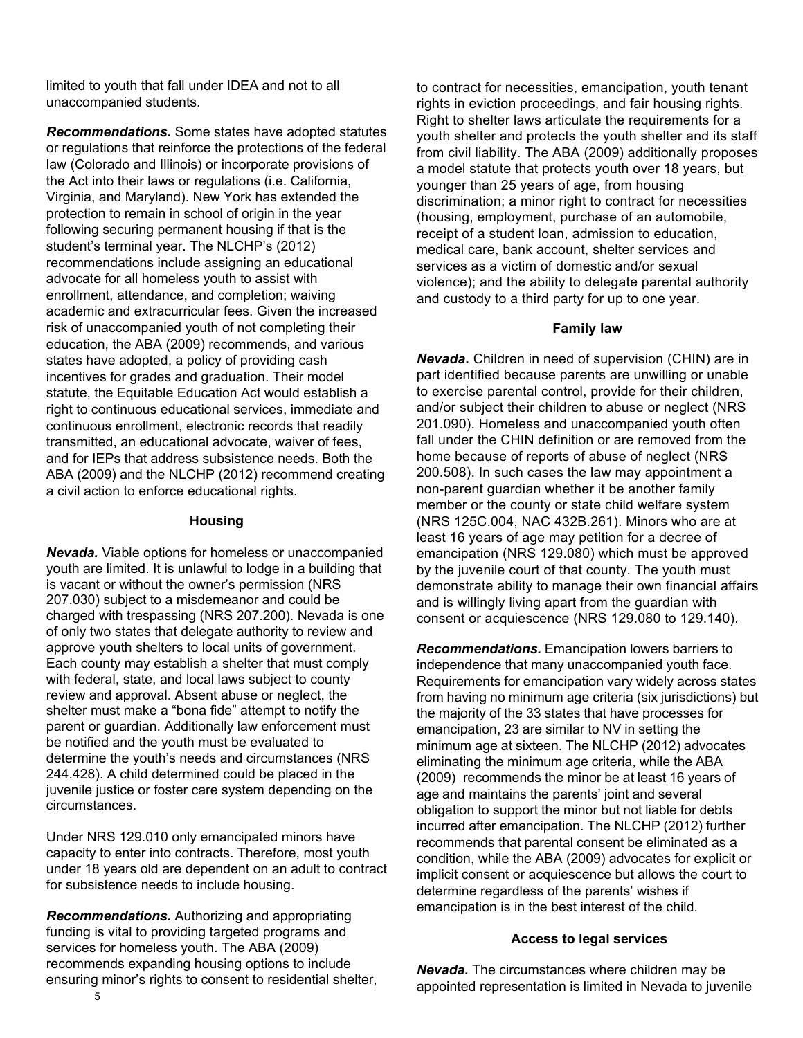limited to youth that fall under IDEA and not to all unaccompanied students.

***Recommendations.*** Some states have adopted statutes or regulations that reinforce the protections of the federal law (Colorado and Illinois) or incorporate provisions of the Act into their laws or regulations (i.e. California, Virginia, and Maryland). New York has extended the protection to remain in school of origin in the year following securing permanent housing if that is the student's terminal year. The NLCHP's (2012) recommendations include assigning an educational advocate for all homeless youth to assist with enrollment, attendance, and completion; waiving academic and extracurricular fees. Given the increased risk of unaccompanied youth of not completing their education, the ABA (2009) recommends, and various states have adopted, a policy of providing cash incentives for grades and graduation. Their model statute, the Equitable Education Act would establish a right to continuous educational services, immediate and continuous enrollment, electronic records that readily transmitted, an educational advocate, waiver of fees, and for IEPs that address subsistence needs. Both the ABA (2009) and the NLCHP (2012) recommend creating a civil action to enforce educational rights.

**Housing**

***Nevada.*** Viable options for homeless or unaccompanied youth are limited. It is unlawful to lodge in a building that is vacant or without the owner's permission (NRS 207.030) subject to a misdemeanor and could be charged with trespassing (NRS 207.200). Nevada is one of only two states that delegate authority to review and approve youth shelters to local units of government. Each county may establish a shelter that must comply with federal, state, and local laws subject to county review and approval. Absent abuse or neglect, the shelter must make a "bona fide" attempt to notify the parent or guardian. Additionally law enforcement must be notified and the youth must be evaluated to determine the youth's needs and circumstances (NRS 244.428). A child determined could be placed in the juvenile justice or foster care system depending on the circumstances.

Under NRS 129.010 only emancipated minors have capacity to enter into contracts. Therefore, most youth under 18 years old are dependent on an adult to contract for subsistence needs to include housing.

***Recommendations.*** Authorizing and appropriating funding is vital to providing targeted programs and services for homeless youth. The ABA (2009) recommends expanding housing options to include ensuring minor's rights to consent to residential shelter, to contract for necessities, emancipation, youth tenant rights in eviction proceedings, and fair housing rights. Right to shelter laws articulate the requirements for a youth shelter and protects the youth shelter and its staff from civil liability. The ABA (2009) additionally proposes a model statute that protects youth over 18 years, but younger than 25 years of age, from housing discrimination; a minor right to contract for necessities (housing, employment, purchase of an automobile, receipt of a student loan, admission to education, medical care, bank account, shelter services and services as a victim of domestic and/or sexual violence); and the ability to delegate parental authority and custody to a third party for up to one year.

**Family law**

***Nevada.*** Children in need of supervision (CHIN) are in part identified because parents are unwilling or unable to exercise parental control, provide for their children, and/or subject their children to abuse or neglect (NRS 201.090). Homeless and unaccompanied youth often fall under the CHIN definition or are removed from the home because of reports of abuse of neglect (NRS 200.508). In such cases the law may appointment a non-parent guardian whether it be another family member or the county or state child welfare system (NRS 125C.004, NAC 432B.261). Minors who are at least 16 years of age may petition for a decree of emancipation (NRS 129.080) which must be approved by the juvenile court of that county. The youth must demonstrate ability to manage their own financial affairs and is willingly living apart from the guardian with consent or acquiescence (NRS 129.080 to 129.140).

***Recommendations.*** Emancipation lowers barriers to independence that many unaccompanied youth face. Requirements for emancipation vary widely across states from having no minimum age criteria (six jurisdictions) but the majority of the 33 states that have processes for emancipation, 23 are similar to NV in setting the minimum age at sixteen. The NLCHP (2012) advocates eliminating the minimum age criteria, while the ABA (2009) recommends the minor be at least 16 years of age and maintains the parents' joint and several obligation to support the minor but not liable for debts incurred after emancipation. The NLCHP (2012) further recommends that parental consent be eliminated as a condition, while the ABA (2009) advocates for explicit or implicit consent or acquiescence but allows the court to determine regardless of the parents' wishes if emancipation is in the best interest of the child.

**Access to legal services**

***Nevada.*** The circumstances where children may be appointed representation is limited in Nevada to juvenile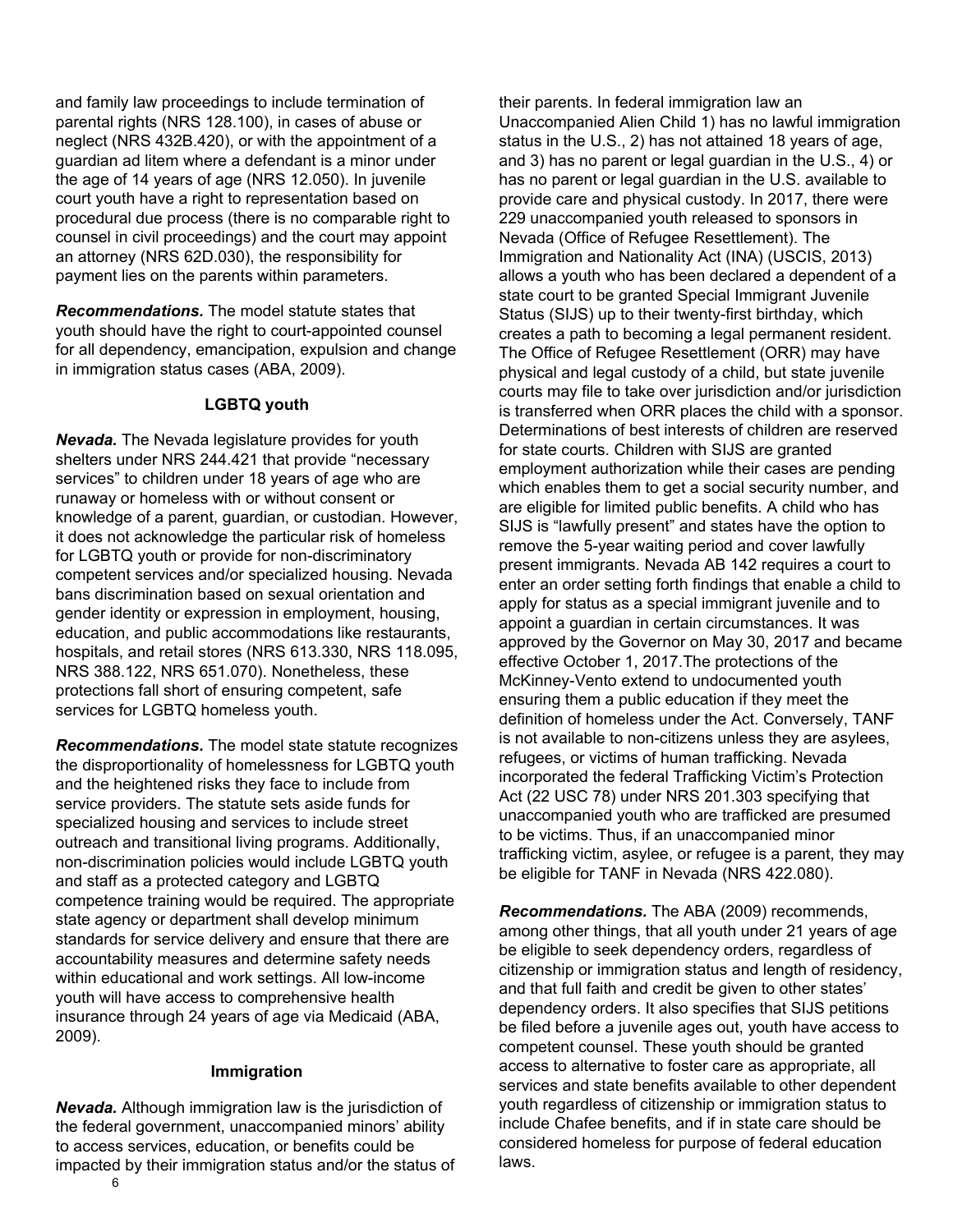and family law proceedings to include termination of parental rights (NRS 128.100), in cases of abuse or neglect (NRS 432B.420), or with the appointment of a guardian ad litem where a defendant is a minor under the age of 14 years of age (NRS 12.050). In juvenile court youth have a right to representation based on procedural due process (there is no comparable right to counsel in civil proceedings) and the court may appoint an attorney (NRS 62D.030), the responsibility for payment lies on the parents within parameters.

***Recommendations.*** The model statute states that youth should have the right to court-appointed counsel for all dependency, emancipation, expulsion and change in immigration status cases (ABA, 2009).

### LGBTQ youth

***Nevada.*** The Nevada legislature provides for youth shelters under NRS 244.421 that provide "necessary services" to children under 18 years of age who are runaway or homeless with or without consent or knowledge of a parent, guardian, or custodian. However, it does not acknowledge the particular risk of homeless for LGBTQ youth or provide for non-discriminatory competent services and/or specialized housing. Nevada bans discrimination based on sexual orientation and gender identity or expression in employment, housing, education, and public accommodations like restaurants, hospitals, and retail stores (NRS 613.330, NRS 118.095, NRS 388.122, NRS 651.070). Nonetheless, these protections fall short of ensuring competent, safe services for LGBTQ homeless youth.

***Recommendations.*** The model state statute recognizes the disproportionality of homelessness for LGBTQ youth and the heightened risks they face to include from service providers. The statute sets aside funds for specialized housing and services to include street outreach and transitional living programs. Additionally, non-discrimination policies would include LGBTQ youth and staff as a protected category and LGBTQ competence training would be required. The appropriate state agency or department shall develop minimum standards for service delivery and ensure that there are accountability measures and determine safety needs within educational and work settings. All low-income youth will have access to comprehensive health insurance through 24 years of age via Medicaid (ABA, 2009).

### Immigration

***Nevada.*** Although immigration law is the jurisdiction of the federal government, unaccompanied minors' ability to access services, education, or benefits could be impacted by their immigration status and/or the status of their parents. In federal immigration law an Unaccompanied Alien Child 1) has no lawful immigration status in the U.S., 2) has not attained 18 years of age, and 3) has no parent or legal guardian in the U.S., 4) or has no parent or legal guardian in the U.S. available to provide care and physical custody. In 2017, there were 229 unaccompanied youth released to sponsors in Nevada (Office of Refugee Resettlement). The Immigration and Nationality Act (INA) (USCIS, 2013) allows a youth who has been declared a dependent of a state court to be granted Special Immigrant Juvenile Status (SIJS) up to their twenty-first birthday, which creates a path to becoming a legal permanent resident. The Office of Refugee Resettlement (ORR) may have physical and legal custody of a child, but state juvenile courts may file to take over jurisdiction and/or jurisdiction is transferred when ORR places the child with a sponsor. Determinations of best interests of children are reserved for state courts. Children with SIJS are granted employment authorization while their cases are pending which enables them to get a social security number, and are eligible for limited public benefits. A child who has SIJS is "lawfully present" and states have the option to remove the 5-year waiting period and cover lawfully present immigrants. Nevada AB 142 requires a court to enter an order setting forth findings that enable a child to apply for status as a special immigrant juvenile and to appoint a guardian in certain circumstances. It was approved by the Governor on May 30, 2017 and became effective October 1, 2017.The protections of the McKinney-Vento extend to undocumented youth ensuring them a public education if they meet the definition of homeless under the Act. Conversely, TANF is not available to non-citizens unless they are asylees, refugees, or victims of human trafficking. Nevada incorporated the federal Trafficking Victim's Protection Act (22 USC 78) under NRS 201.303 specifying that unaccompanied youth who are trafficked are presumed to be victims. Thus, if an unaccompanied minor trafficking victim, asylee, or refugee is a parent, they may be eligible for TANF in Nevada (NRS 422.080).

***Recommendations.*** The ABA (2009) recommends, among other things, that all youth under 21 years of age be eligible to seek dependency orders, regardless of citizenship or immigration status and length of residency, and that full faith and credit be given to other states' dependency orders. It also specifies that SIJS petitions be filed before a juvenile ages out, youth have access to competent counsel. These youth should be granted access to alternative to foster care as appropriate, all services and state benefits available to other dependent youth regardless of citizenship or immigration status to include Chafee benefits, and if in state care should be considered homeless for purpose of federal education laws.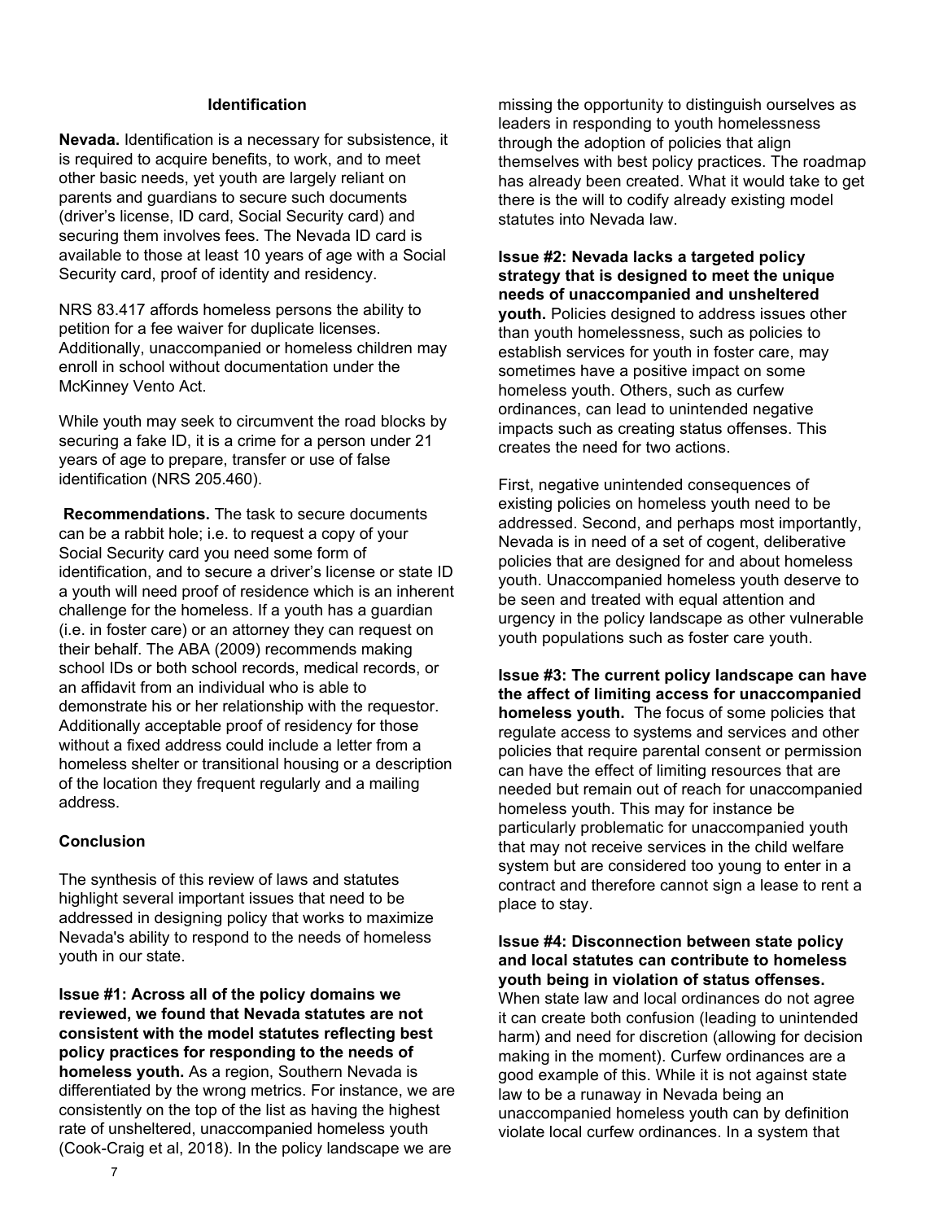## Identification

**Nevada.** Identification is a necessary for subsistence, it is required to acquire benefits, to work, and to meet other basic needs, yet youth are largely reliant on parents and guardians to secure such documents (driver's license, ID card, Social Security card) and securing them involves fees. The Nevada ID card is available to those at least 10 years of age with a Social Security card, proof of identity and residency.

NRS 83.417 affords homeless persons the ability to petition for a fee waiver for duplicate licenses. Additionally, unaccompanied or homeless children may enroll in school without documentation under the McKinney Vento Act.

While youth may seek to circumvent the road blocks by securing a fake ID, it is a crime for a person under 21 years of age to prepare, transfer or use of false identification (NRS 205.460).

**Recommendations.** The task to secure documents can be a rabbit hole; i.e. to request a copy of your Social Security card you need some form of identification, and to secure a driver's license or state ID a youth will need proof of residence which is an inherent challenge for the homeless. If a youth has a guardian (i.e. in foster care) or an attorney they can request on their behalf. The ABA (2009) recommends making school IDs or both school records, medical records, or an affidavit from an individual who is able to demonstrate his or her relationship with the requestor. Additionally acceptable proof of residency for those without a fixed address could include a letter from a homeless shelter or transitional housing or a description of the location they frequent regularly and a mailing address.

## Conclusion

The synthesis of this review of laws and statutes highlight several important issues that need to be addressed in designing policy that works to maximize Nevada's ability to respond to the needs of homeless youth in our state.

**Issue #1: Across all of the policy domains we reviewed, we found that Nevada statutes are not consistent with the model statutes reflecting best policy practices for responding to the needs of homeless youth.** As a region, Southern Nevada is differentiated by the wrong metrics. For instance, we are consistently on the top of the list as having the highest rate of unsheltered, unaccompanied homeless youth (Cook-Craig et al, 2018). In the policy landscape we are missing the opportunity to distinguish ourselves as leaders in responding to youth homelessness through the adoption of policies that align themselves with best policy practices. The roadmap has already been created. What it would take to get there is the will to codify already existing model statutes into Nevada law.

**Issue #2: Nevada lacks a targeted policy strategy that is designed to meet the unique needs of unaccompanied and unsheltered youth.** Policies designed to address issues other than youth homelessness, such as policies to establish services for youth in foster care, may sometimes have a positive impact on some homeless youth. Others, such as curfew ordinances, can lead to unintended negative impacts such as creating status offenses. This creates the need for two actions.

First, negative unintended consequences of existing policies on homeless youth need to be addressed. Second, and perhaps most importantly, Nevada is in need of a set of cogent, deliberative policies that are designed for and about homeless youth. Unaccompanied homeless youth deserve to be seen and treated with equal attention and urgency in the policy landscape as other vulnerable youth populations such as foster care youth.

**Issue #3: The current policy landscape can have the affect of limiting access for unaccompanied homeless youth.** The focus of some policies that regulate access to systems and services and other policies that require parental consent or permission can have the effect of limiting resources that are needed but remain out of reach for unaccompanied homeless youth. This may for instance be particularly problematic for unaccompanied youth that may not receive services in the child welfare system but are considered too young to enter in a contract and therefore cannot sign a lease to rent a place to stay.

**Issue #4: Disconnection between state policy and local statutes can contribute to homeless youth being in violation of status offenses.** When state law and local ordinances do not agree it can create both confusion (leading to unintended harm) and need for discretion (allowing for decision making in the moment). Curfew ordinances are a good example of this. While it is not against state law to be a runaway in Nevada being an unaccompanied homeless youth can by definition violate local curfew ordinances. In a system that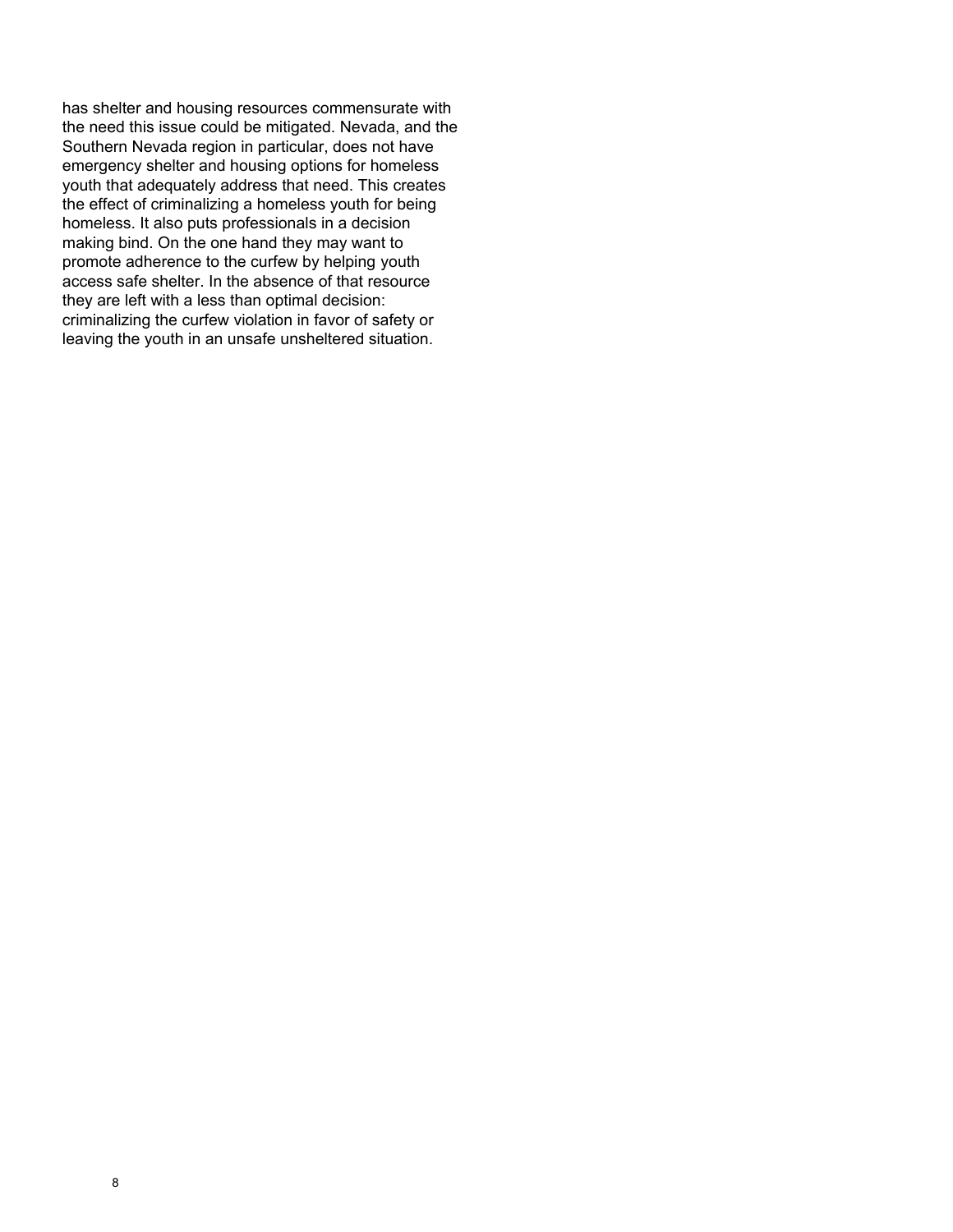has shelter and housing resources commensurate with the need this issue could be mitigated. Nevada, and the Southern Nevada region in particular, does not have emergency shelter and housing options for homeless youth that adequately address that need. This creates the effect of criminalizing a homeless youth for being homeless. It also puts professionals in a decision making bind. On the one hand they may want to promote adherence to the curfew by helping youth access safe shelter. In the absence of that resource they are left with a less than optimal decision: criminalizing the curfew violation in favor of safety or leaving the youth in an unsafe unsheltered situation.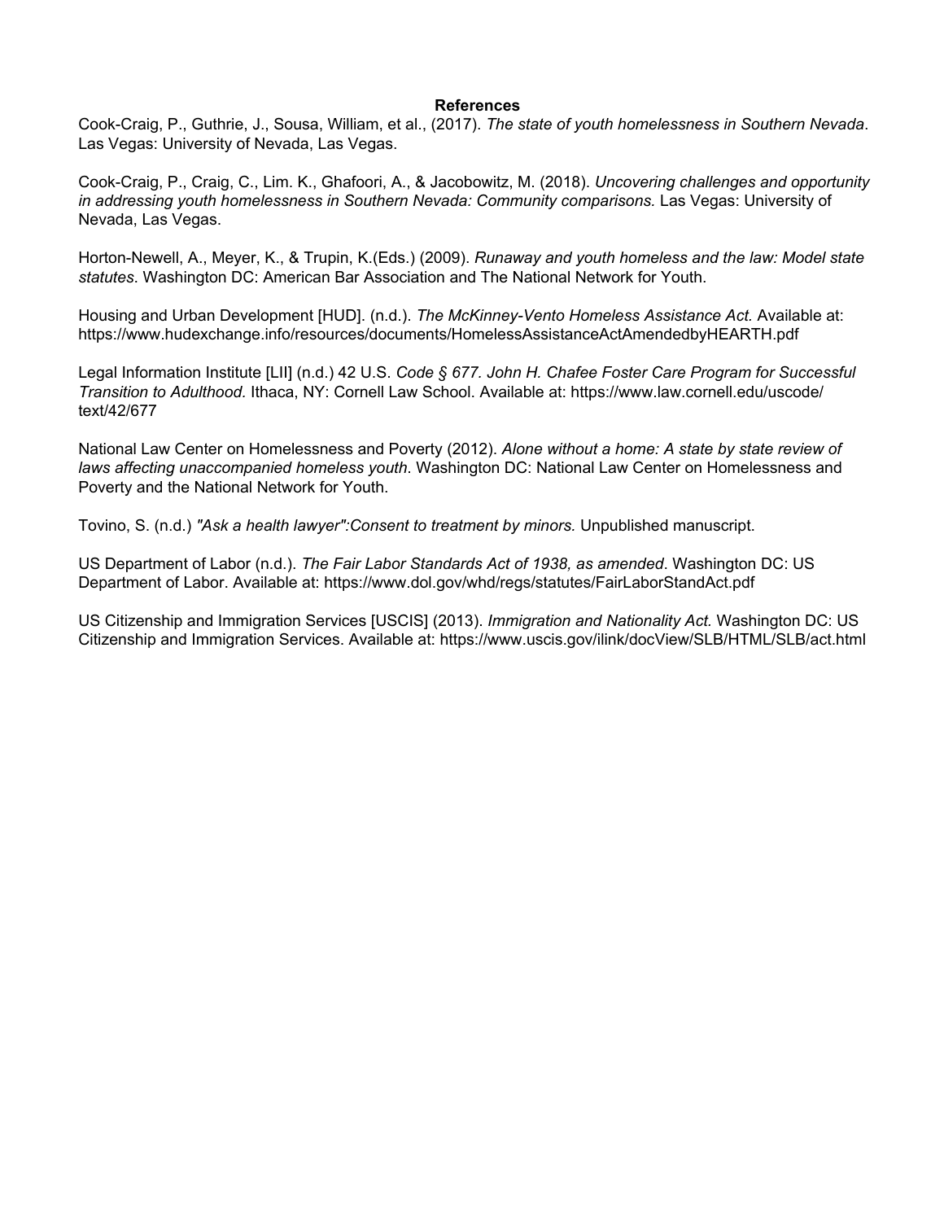## References

Cook-Craig, P., Guthrie, J., Sousa, William, et al., (2017). *The state of youth homelessness in Southern Nevada*. Las Vegas: University of Nevada, Las Vegas.

Cook-Craig, P., Craig, C., Lim. K., Ghafoori, A., & Jacobowitz, M. (2018). *Uncovering challenges and opportunity in addressing youth homelessness in Southern Nevada: Community comparisons*. Las Vegas: University of Nevada, Las Vegas.

Horton-Newell, A., Meyer, K., & Trupin, K.(Eds.) (2009). *Runaway and youth homeless and the law: Model state statutes*. Washington DC: American Bar Association and The National Network for Youth.

Housing and Urban Development [HUD]. (n.d.). *The McKinney-Vento Homeless Assistance Act.* Available at: https://www.hudexchange.info/resources/documents/HomelessAssistanceActAmendedbyHEARTH.pdf

Legal Information Institute [LII] (n.d.) 42 U.S. *Code § 677. John H. Chafee Foster Care Program for Successful Transition to Adulthood.* Ithaca, NY: Cornell Law School. Available at: https://www.law.cornell.edu/uscode/text/42/677

National Law Center on Homelessness and Poverty (2012). *Alone without a home: A state by state review of laws affecting unaccompanied homeless youth*. Washington DC: National Law Center on Homelessness and Poverty and the National Network for Youth.

Tovino, S. (n.d.) *"Ask a health lawyer":Consent to treatment by minors.* Unpublished manuscript.

US Department of Labor (n.d.). *The Fair Labor Standards Act of 1938, as amended*. Washington DC: US Department of Labor. Available at: https://www.dol.gov/whd/regs/statutes/FairLaborStandAct.pdf

US Citizenship and Immigration Services [USCIS] (2013). *Immigration and Nationality Act.* Washington DC: US Citizenship and Immigration Services. Available at: https://www.uscis.gov/ilink/docView/SLB/HTML/SLB/act.html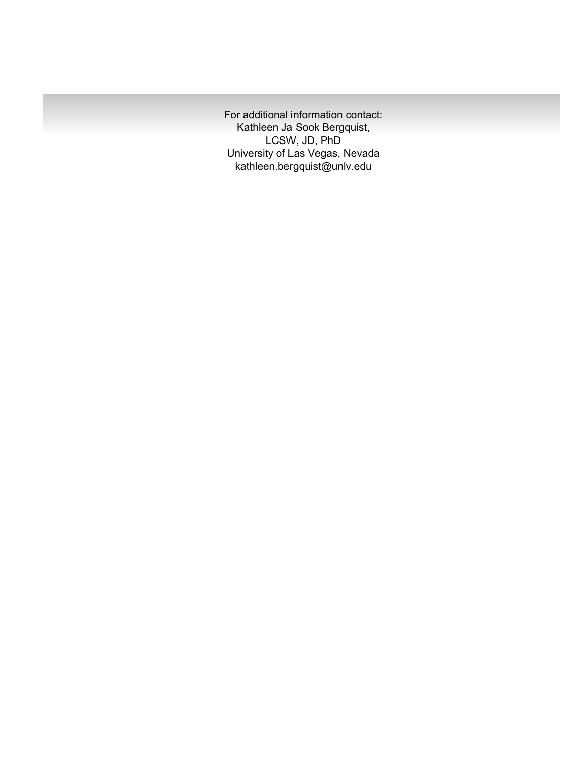For additional information contact:
Kathleen Ja Sook Bergquist,
LCSW, JD, PhD
University of Las Vegas, Nevada
kathleen.bergquist@unlv.edu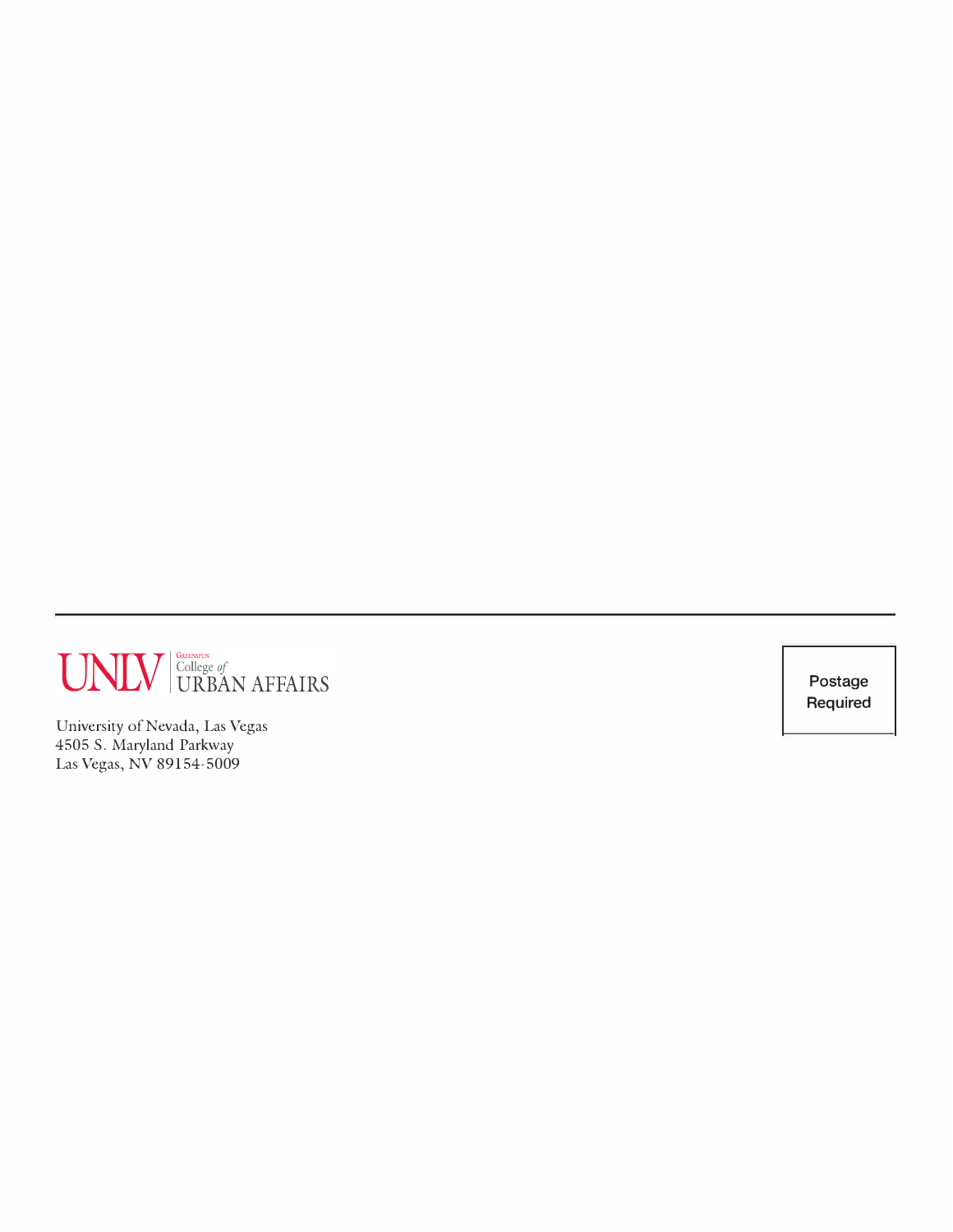UNLV | Greenspun College of URBAN AFFAIRS

University of Nevada, Las Vegas
4505 S. Maryland Parkway
Las Vegas, NV 89154-5009

Postage
Required